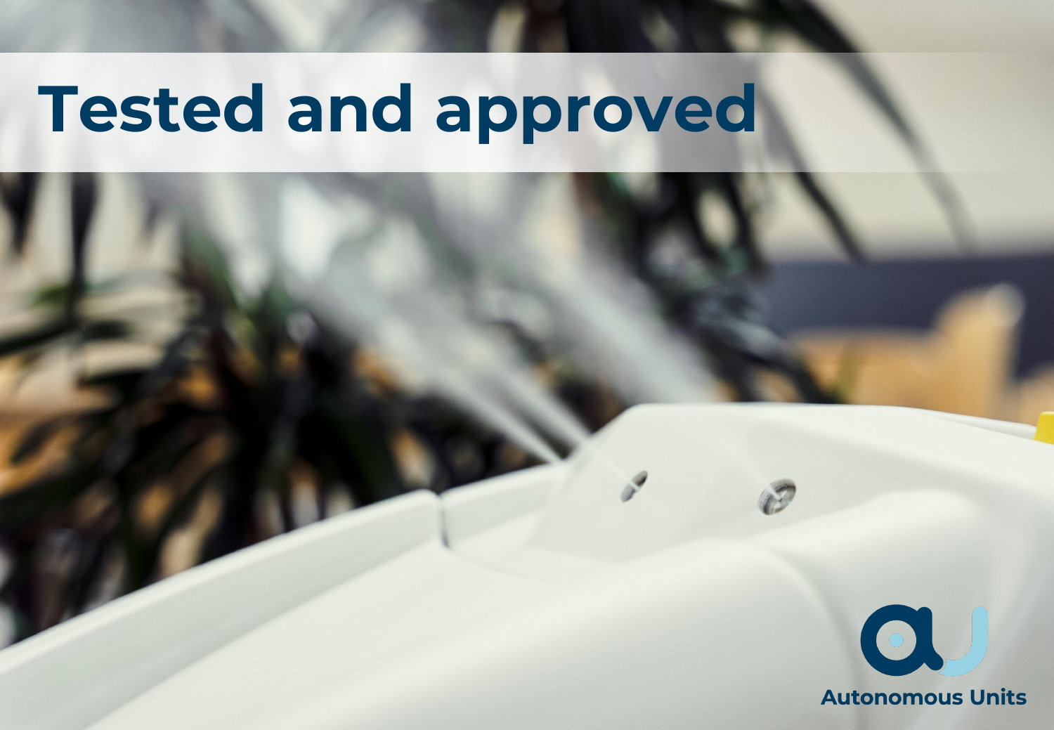# Tested and approved

Autonomous Units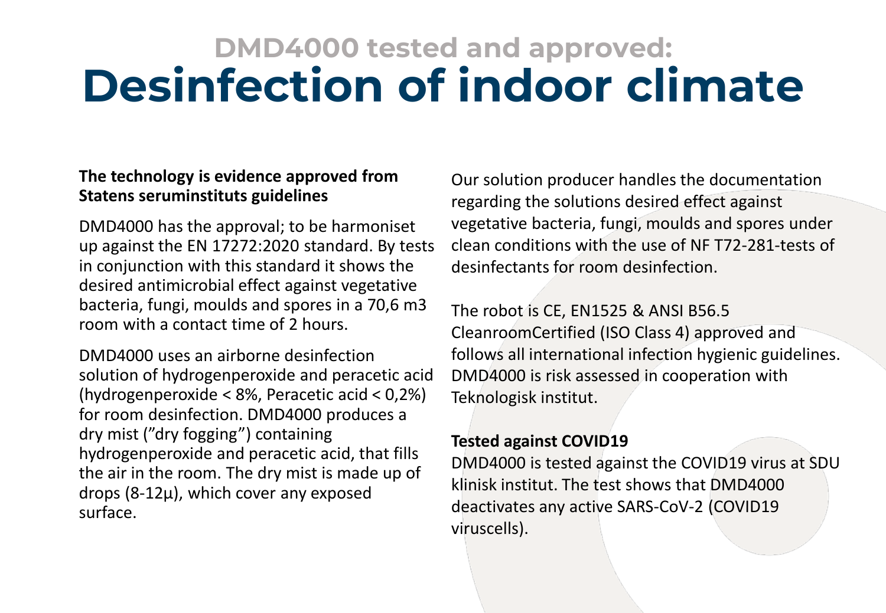## DMD4000 tested and approved:

# Desinfection of indoor climate

**The technology is evidence approved from Statens seruminstituts guidelines**

DMD4000 has the approval; to be harmoniset up against the EN 17272:2020 standard. By tests in conjunction with this standard it shows the desired antimicrobial effect against vegetative bacteria, fungi, moulds and spores in a 70,6 m3 room with a contact time of 2 hours.

DMD4000 uses an airborne desinfection solution of hydrogenperoxide and peracetic acid (hydrogenperoxide < 8%, Peracetic acid < 0,2%) for room desinfection. DMD4000 produces a dry mist (”dry fogging”) containing hydrogenperoxide and peracetic acid, that fills the air in the room. The dry mist is made up of drops (8-12µ), which cover any exposed surface.

Our solution producer handles the documentation regarding the solutions desired effect against vegetative bacteria, fungi, moulds and spores under clean conditions with the use of NF T72-281-tests of desinfectants for room desinfection.

The robot is CE, EN1525 & ANSI B56.5 CleanroomCertified (ISO Class 4) approved and follows all international infection hygienic guidelines. DMD4000 is risk assessed in cooperation with Teknologisk institut.

**Tested against COVID19**

DMD4000 is tested against the COVID19 virus at SDU klinisk institut. The test shows that DMD4000 deactivates any active SARS-CoV-2 (COVID19 viruscells).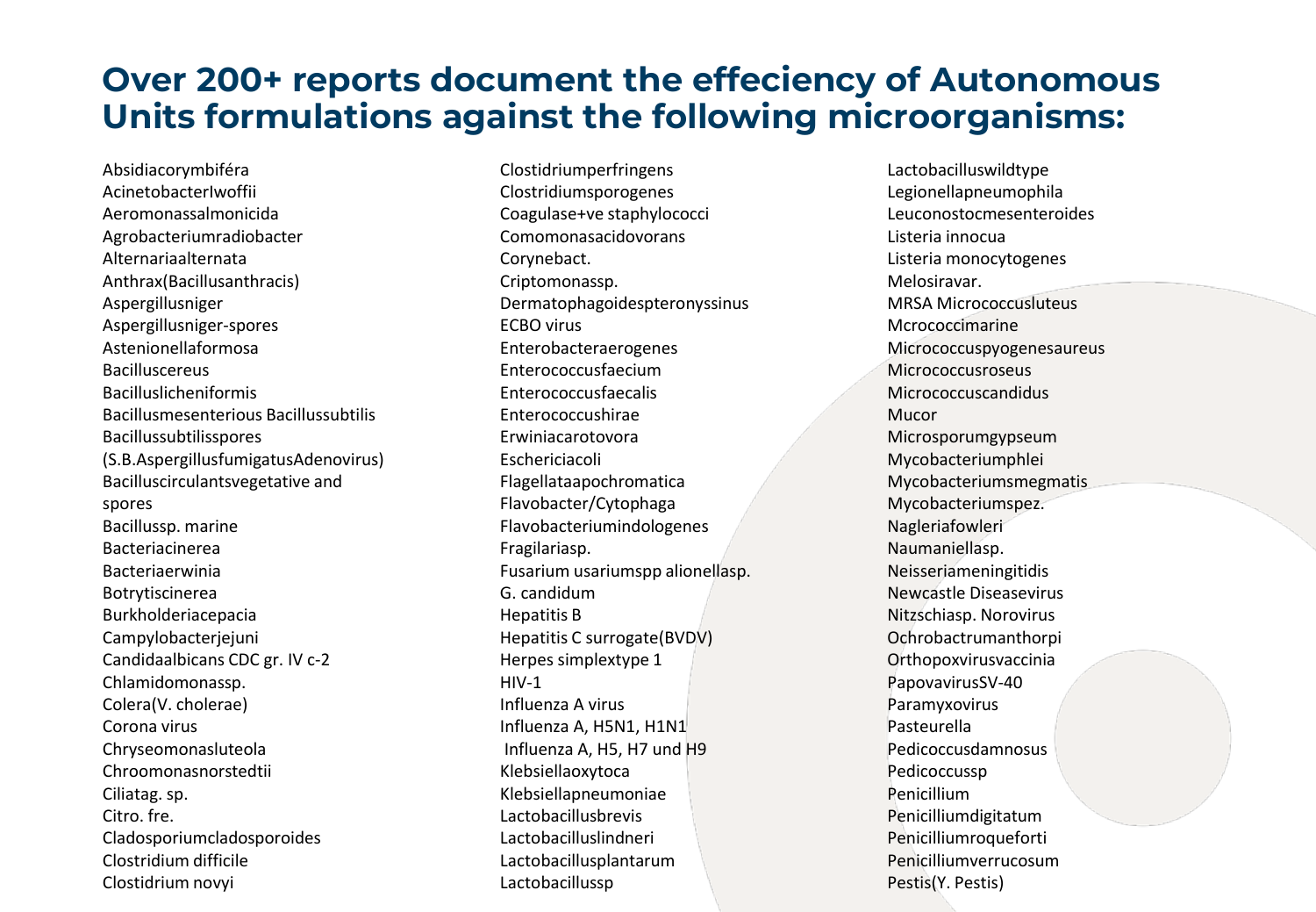# Over 200+ reports document the effeciency of Autonomous Units formulations against the following microorganisms:

Absidiacorymbiféra
AcinetobacterIwoffii
Aeromonassalmonicida
Agrobacteriumradiobacter
Alternariaalternata
Anthrax(Bacillusanthracis)
Aspergillusniger
Aspergillusniger-spores
Astenionellaformosa
Bacilluscereus
Bacilluslicheniformis
Bacillusmesenterious Bacillussubtilis
Bacillussubtilisspores
(S.B.AspergillusfumigatusAdenovirus)
Bacilluscirculantsvegetative and
spores
Bacillussp. marine
Bacteriacinerea
Bacteriaerwinia
Botrytiscinerea
Burkholderiacepacia
Campylobacterjejuni
Candidaalbicans CDC gr. IV c-2
Chlamidomonassp.
Colera(V. cholerae)
Corona virus
Chryseomonasluteola
Chroomonasnorstedtii
Ciliatag. sp.
Citro. fre.
Cladosporiumcladosporoides
Clostridium difficile
Clostridium novyi

Clostridiumperfringens
Clostridiumsporogenes
Coagulase+ve staphylococci
Comomonasacidovorans
Corynebact.
Criptomonassp.
Dermatophagoidespteronyssinus
ECBO virus
Enterobacteraerogenes
Enterococcusfaecium
Enterococcusfaecalis
Enterococcushirae
Erwiniacarotovora
Eschericiacoli
Flagellataapochromatica
Flavobacter/Cytophaga
Flavobacteriumindologenes
Fragilariasp.
Fusarium usariumspp alionellasp.
G. candidum
Hepatitis B
Hepatitis C surrogate(BVDV)
Herpes simplextype 1
HIV-1
Influenza A virus
Influenza A, H5N1, H1N1
Influenza A, H5, H7 und H9
Klebsiellaoxytoca
Klebsiellapneumoniae
Lactobacillusbrevis
Lactobacilluslindneri
Lactobacillusplantarum
Lactobacillussp

Lactobacilluswildtype
Legionellapneumophila
Leuconostocmesenteroides
Listeria innocua
Listeria monocytogenes
Melosiravar.
MRSA Micrococcusluteus
Mcrococcimarine
Micrococcuspyogenesaureus
Micrococcusroseus
Micrococcuscandidus
Mucor
Microsporumgypseum
Mycobacteriumphlei
Mycobacteriumsmegmatis
Mycobacteriumspez.
Nagleriafowleri
Naumaniellasp.
Neisseriameningitidis
Newcastle Diseasevirus
Nitzschiasp. Norovirus
Ochrobactrumanthorpi
Orthopoxvirusvaccinia
PapovavirusSV-40
Paramyxovirus
Pasteurella
Pedicoccusdamnosus
Pedicoccussp
Penicillium
Penicilliumdigitatum
Penicilliumroqueforti
Penicilliumverrucosum
Pestis(Y. Pestis)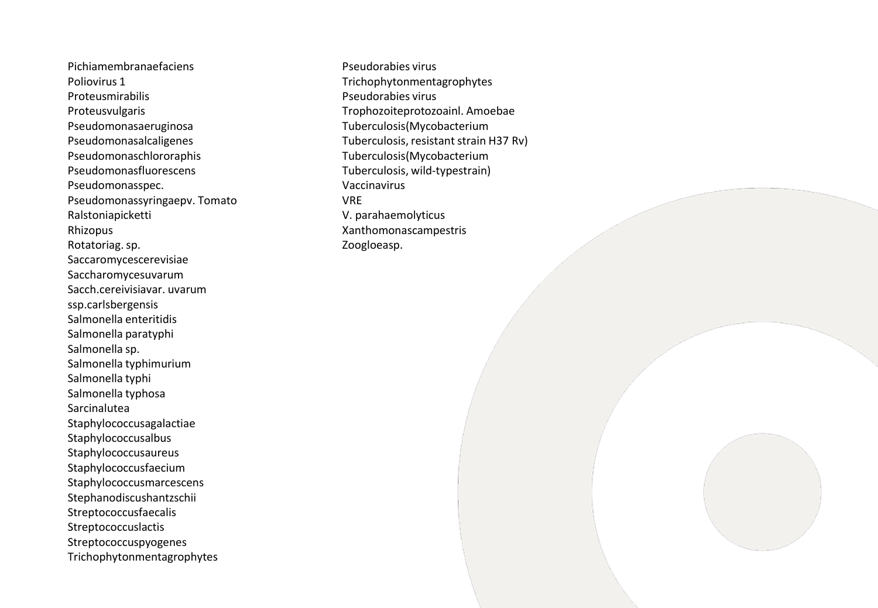Pichiamembranaefaciens
Poliovirus 1
Proteusmirabilis
Proteusvulgaris
Pseudomonasaeruginosa
Pseudomonasalcaligenes
Pseudomonaschlororaphis
Pseudomonasfluorescens
Pseudomonasspec.
Pseudomonassyringaepv. Tomato
Ralstoniapicketti
Rhizopus
Rotatoriag. sp.
Saccaromycescerevisiae
Saccharomycesuvarum
Sacch.cereivisiavar. uvarum
ssp.carlsbergensis
Salmonella enteritidis
Salmonella paratyphi
Salmonella sp.
Salmonella typhimurium
Salmonella typhi
Salmonella typhosa
Sarcinalutea
Staphylococcusagalactiae
Staphylococcusalbus
Staphylococcusaureus
Staphylococcusfaecium
Staphylococcusmarcescens
Stephanodiscushantzschii
Streptococcusfaecalis
Streptococcuslactis
Streptococcuspyogenes
Trichophytonmentagrophytes
Pseudorabies virus
Trichophytonmentagrophytes
Pseudorabies virus
Trophozoiteprotozoainl. Amoebae
Tuberculosis(Mycobacterium
Tuberculosis, resistant strain H37 Rv)
Tuberculosis(Mycobacterium
Tuberculosis, wild-typestrain)
Vaccinavirus
VRE
V. parahaemolyticus
Xanthomonascampestris
Zoogloeasp.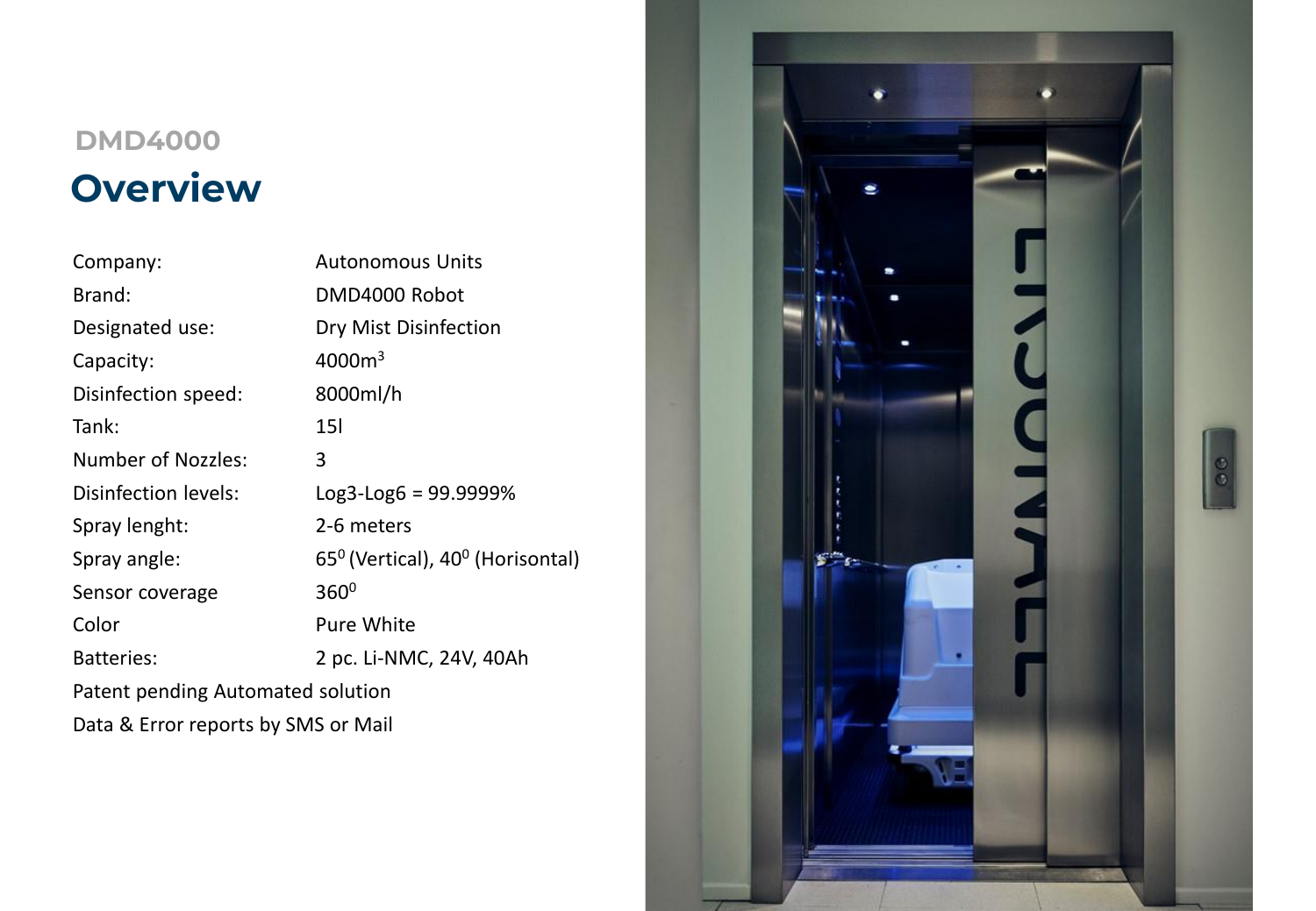## DMD4000

# Overview

| | |
|---|---|
| Company: | Autonomous Units |
| Brand: | DMD4000 Robot |
| Designated use: | Dry Mist Disinfection |
| Capacity: | $4000m^3$ |
| Disinfection speed: | 8000ml/h |
| Tank: | 15l |
| Number of Nozzles: | 3 |
| Disinfection levels: | Log3-Log6 = 99.9999% |
| Spray lenght: | 2-6 meters |
| Spray angle: | $65^0$ (Vertical), $40^0$ (Horisontal) |
| Sensor coverage | $360^0$ |
| Color | Pure White |
| Batteries: | 2 pc. Li-NMC, 24V, 40Ah |

Patent pending Automated solution

Data & Error reports by SMS or Mail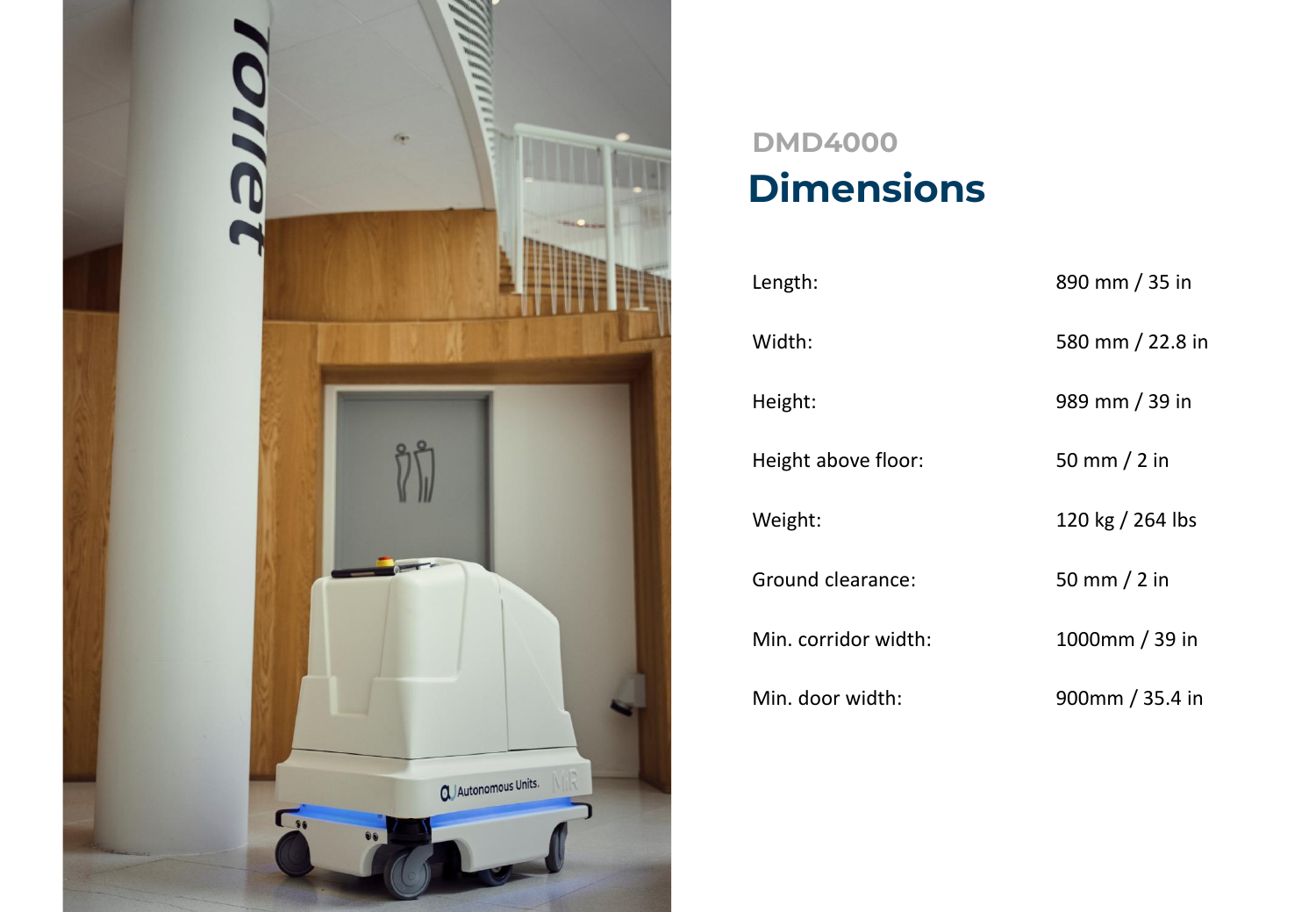DMD4000

# Dimensions

| | |
|---|---|
| Length: | 890 mm / 35 in |
| Width: | 580 mm / 22.8 in |
| Height: | 989 mm / 39 in |
| Height above floor: | 50 mm / 2 in |
| Weight: | 120 kg / 264 lbs |
| Ground clearance: | 50 mm / 2 in |
| Min. corridor width: | 1000mm / 39 in |
| Min. door width: | 900mm / 35.4 in |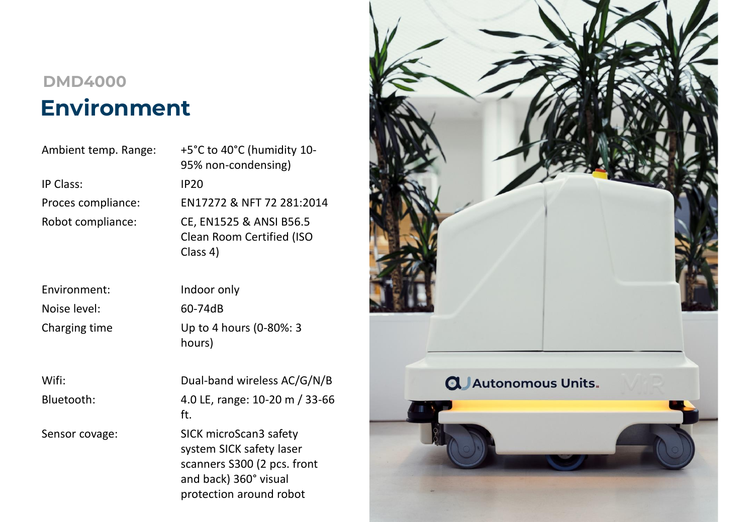DMD4000

# Environment

| | |
|---|---|
| Ambient temp. Range: | +5°C to 40°C (humidity 10-95% non-condensing) |
| IP Class: | IP20 |
| Proces compliance: | EN17272 & NFT 72 281:2014 |
| Robot compliance: | CE, EN1525 & ANSI B56.5 Clean Room Certified (ISO Class 4) |
| Environment: | Indoor only |
| Noise level: | 60-74dB |
| Charging time | Up to 4 hours (0-80%: 3 hours) |
| Wifi: | Dual-band wireless AC/G/N/B |
| Bluetooth: | 4.0 LE, range: 10-20 m / 33-66 ft. |
| Sensor covage: | SICK microScan3 safety system SICK safety laser scanners S300 (2 pcs. front and back) 360° visual protection around robot |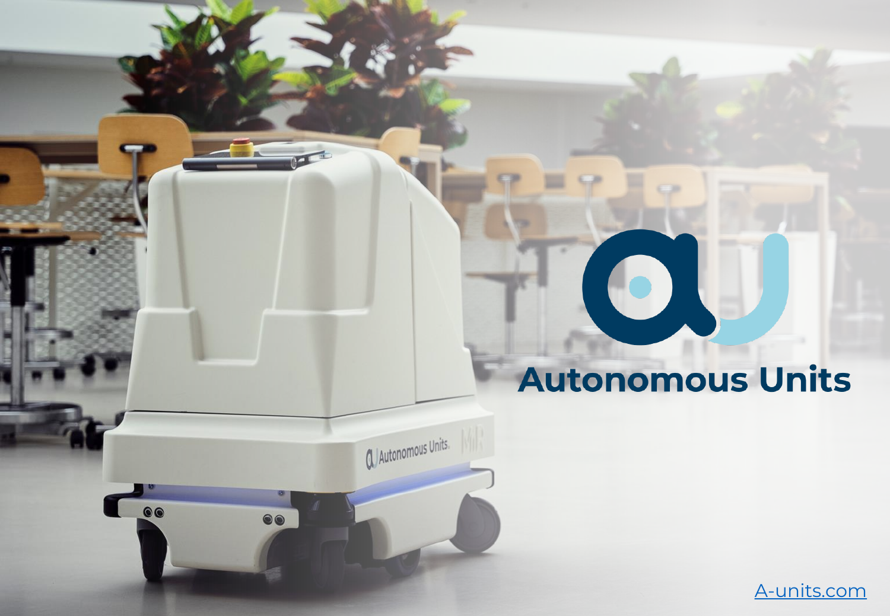Autonomous Units

A-units.com